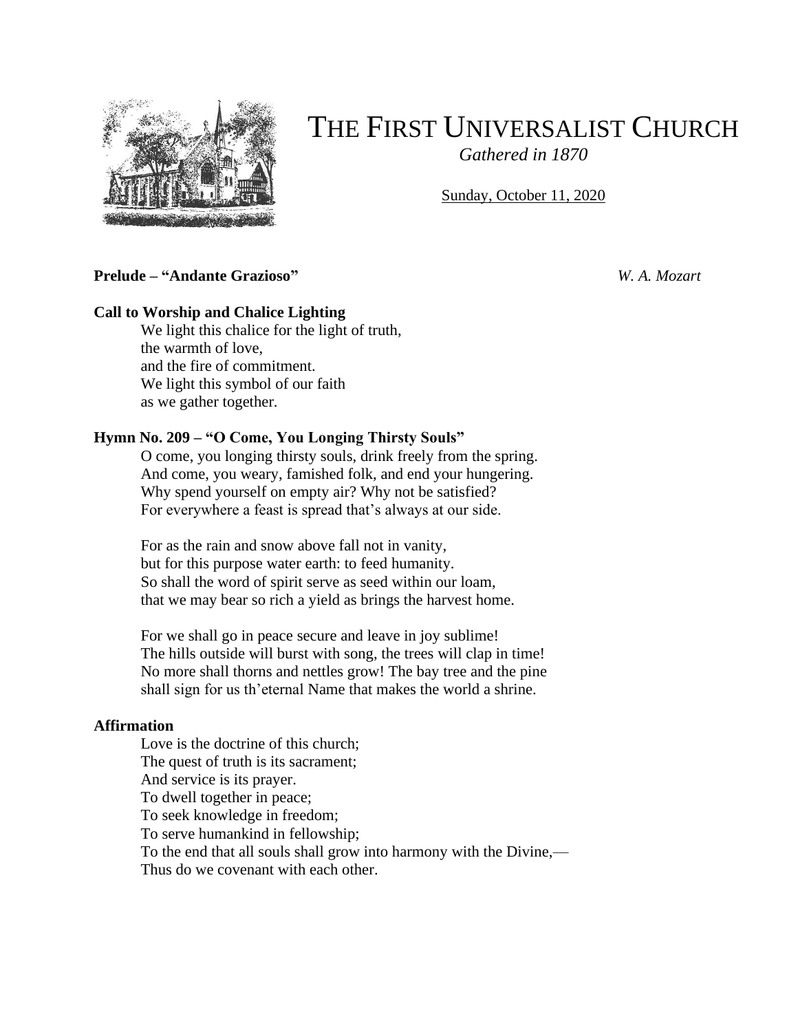# THE FIRST UNIVERSALIST CHURCH

*Gathered in 1870*

Sunday, October 11, 2020

**Prelude – "Andante Grazioso"** *W. A. Mozart*

**Call to Worship and Chalice Lighting**

We light this chalice for the light of truth,
the warmth of love,
and the fire of commitment.
We light this symbol of our faith
as we gather together.

**Hymn No. 209 – "O Come, You Longing Thirsty Souls"**

O come, you longing thirsty souls, drink freely from the spring.
And come, you weary, famished folk, and end your hungering.
Why spend yourself on empty air? Why not be satisfied?
For everywhere a feast is spread that's always at our side.

For as the rain and snow above fall not in vanity,
but for this purpose water earth: to feed humanity.
So shall the word of spirit serve as seed within our loam,
that we may bear so rich a yield as brings the harvest home.

For we shall go in peace secure and leave in joy sublime!
The hills outside will burst with song, the trees will clap in time!
No more shall thorns and nettles grow! The bay tree and the pine
shall sign for us th'eternal Name that makes the world a shrine.

**Affirmation**

Love is the doctrine of this church;
The quest of truth is its sacrament;
And service is its prayer.
To dwell together in peace;
To seek knowledge in freedom;
To serve humankind in fellowship;
To the end that all souls shall grow into harmony with the Divine,—
Thus do we covenant with each other.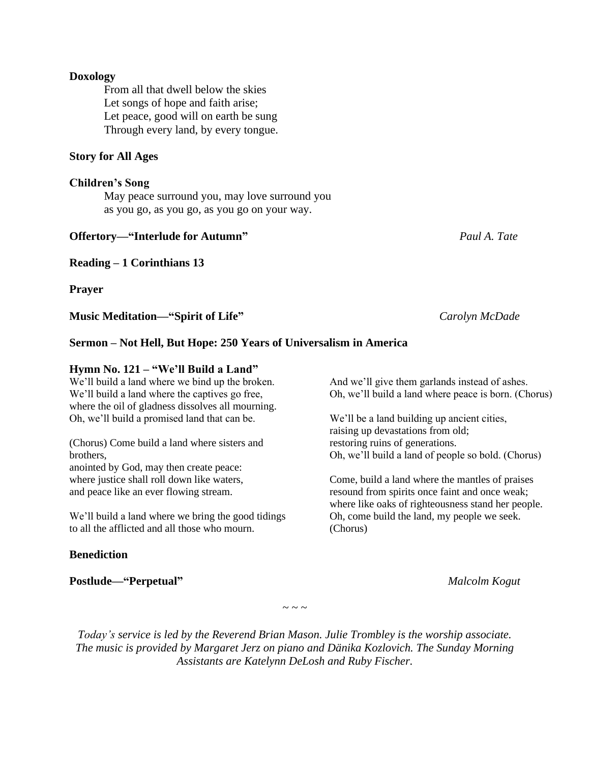**Doxology**

From all that dwell below the skies
Let songs of hope and faith arise;
Let peace, good will on earth be sung
Through every land, by every tongue.

**Story for All Ages**

**Children's Song**

May peace surround you, may love surround you
as you go, as you go, as you go on your way.

**Offertory—"Interlude for Autumn"** *Paul A. Tate*

**Reading – 1 Corinthians 13**

**Prayer**

**Music Meditation—"Spirit of Life"** *Carolyn McDade*

**Sermon – Not Hell, But Hope: 250 Years of Universalism in America**

**Hymn No. 121 – "We'll Build a Land"**

We'll build a land where we bind up the broken.
We'll build a land where the captives go free,
where the oil of gladness dissolves all mourning.
Oh, we'll build a promised land that can be.

(Chorus) Come build a land where sisters and brothers,
anointed by God, may then create peace:
where justice shall roll down like waters,
and peace like an ever flowing stream.

We'll build a land where we bring the good tidings
to all the afflicted and all those who mourn.
And we'll give them garlands instead of ashes.
Oh, we'll build a land where peace is born. (Chorus)

We'll be a land building up ancient cities,
raising up devastations from old;
restoring ruins of generations.
Oh, we'll build a land of people so bold. (Chorus)

Come, build a land where the mantles of praises
resound from spirits once faint and once weak;
where like oaks of righteousness stand her people.
Oh, come build the land, my people we seek.
(Chorus)

**Benediction**

**Postlude—"Perpetual"** *Malcolm Kogut*

~ ~ ~

*Today's service is led by the Reverend Brian Mason. Julie Trombley is the worship associate. The music is provided by Margaret Jerz on piano and Dänika Kozlovich. The Sunday Morning Assistants are Katelynn DeLosh and Ruby Fischer.*